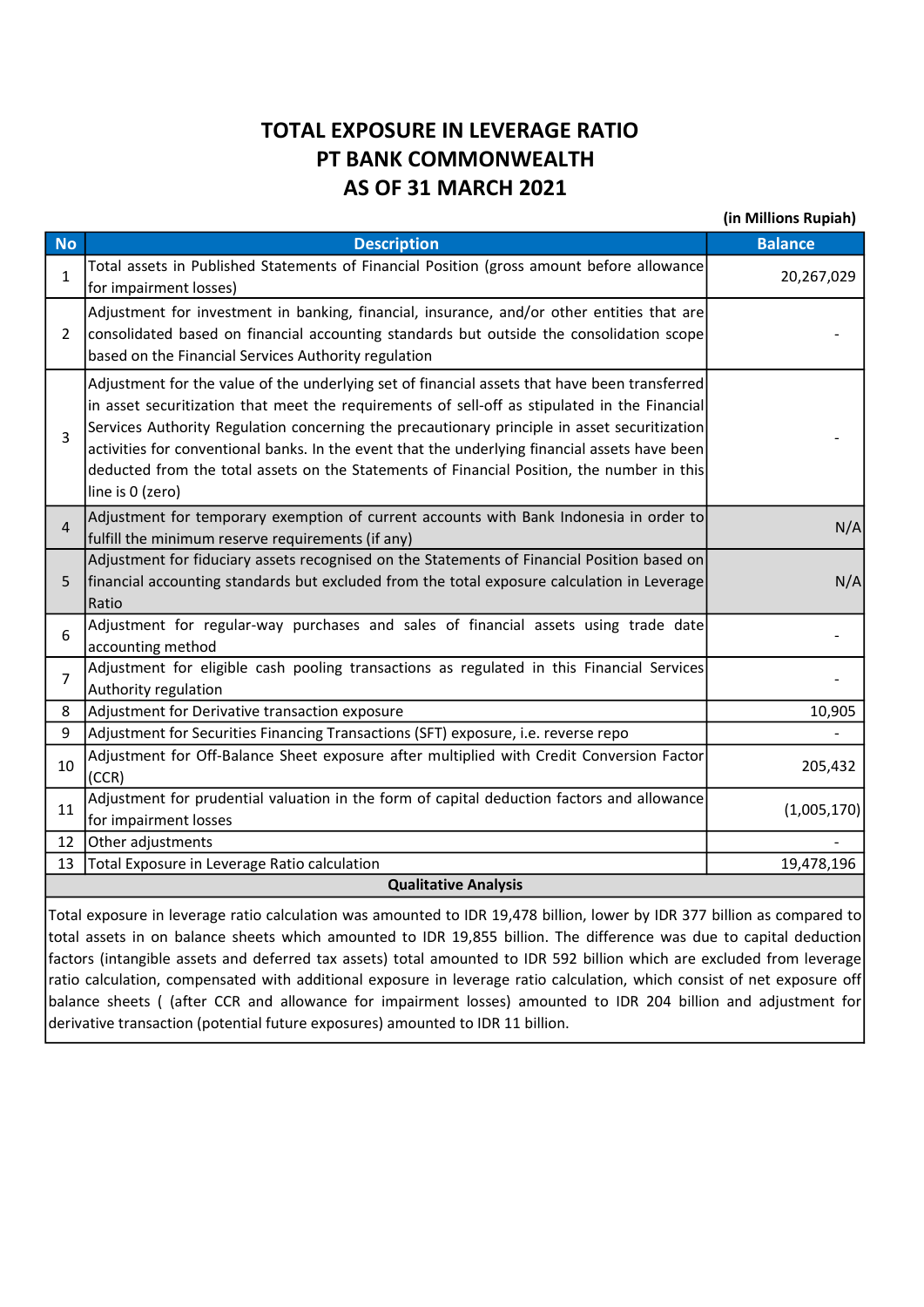# TOTAL EXPOSURE IN LEVERAGE RATIO
# PT BANK COMMONWEALTH
# AS OF 31 MARCH 2021

**(in Millions Rupiah)**

| No | Description | Balance |
|---|---|---|
| 1 | Total assets in Published Statements of Financial Position (gross amount before allowance for impairment losses) | 20,267,029 |
| 2 | Adjustment for investment in banking, financial, insurance, and/or other entities that are consolidated based on financial accounting standards but outside the consolidation scope based on the Financial Services Authority regulation | - |
| 3 | Adjustment for the value of the underlying set of financial assets that have been transferred in asset securitization that meet the requirements of sell-off as stipulated in the Financial Services Authority Regulation concerning the precautionary principle in asset securitization activities for conventional banks. In the event that the underlying financial assets have been deducted from the total assets on the Statements of Financial Position, the number in this line is 0 (zero) | - |
| 4 | Adjustment for temporary exemption of current accounts with Bank Indonesia in order to fulfill the minimum reserve requirements (if any) | N/A |
| 5 | Adjustment for fiduciary assets recognised on the Statements of Financial Position based on financial accounting standards but excluded from the total exposure calculation in Leverage Ratio | N/A |
| 6 | Adjustment for regular-way purchases and sales of financial assets using trade date accounting method | - |
| 7 | Adjustment for eligible cash pooling transactions as regulated in this Financial Services Authority regulation | - |
| 8 | Adjustment for Derivative transaction exposure | 10,905 |
| 9 | Adjustment for Securities Financing Transactions (SFT) exposure, i.e. reverse repo | - |
| 10 | Adjustment for Off-Balance Sheet exposure after multiplied with Credit Conversion Factor (CCR) | 205,432 |
| 11 | Adjustment for prudential valuation in the form of capital deduction factors and allowance for impairment losses | (1,005,170) |
| 12 | Other adjustments | - |
| 13 | Total Exposure in Leverage Ratio calculation | 19,478,196 |

**Qualitative Analysis**

Total exposure in leverage ratio calculation was amounted to IDR 19,478 billion, lower by IDR 377 billion as compared to total assets in on balance sheets which amounted to IDR 19,855 billion. The difference was due to capital deduction factors (intangible assets and deferred tax assets) total amounted to IDR 592 billion which are excluded from leverage ratio calculation, compensated with additional exposure in leverage ratio calculation, which consist of net exposure off balance sheets ( (after CCR and allowance for impairment losses) amounted to IDR 204 billion and adjustment for derivative transaction (potential future exposures) amounted to IDR 11 billion.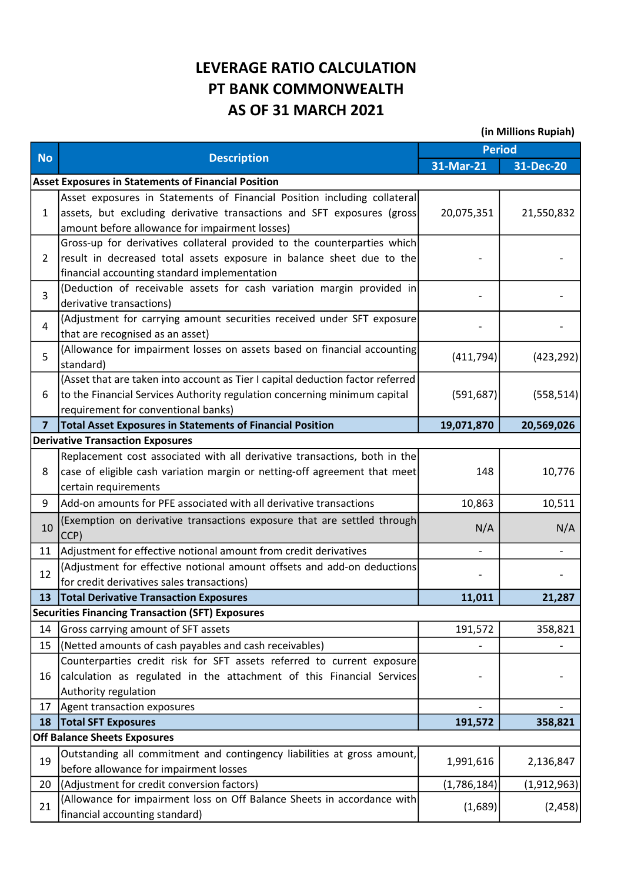# LEVERAGE RATIO CALCULATION
# PT BANK COMMONWEALTH
# AS OF 31 MARCH 2021

(in Millions Rupiah)

| No | Description | Period | |
|---|---|---|---|
| | | 31-Mar-21 | 31-Dec-20 |
| **Asset Exposures in Statements of Financial Position** | | | |
| 1 | Asset exposures in Statements of Financial Position including collateral assets, but excluding derivative transactions and SFT exposures (gross amount before allowance for impairment losses) | 20,075,351 | 21,550,832 |
| 2 | Gross-up for derivatives collateral provided to the counterparties which result in decreased total assets exposure in balance sheet due to the financial accounting standard implementation | - | - |
| 3 | (Deduction of receivable assets for cash variation margin provided in derivative transactions) | - | - |
| 4 | (Adjustment for carrying amount securities received under SFT exposure that are recognised as an asset) | - | - |
| 5 | (Allowance for impairment losses on assets based on financial accounting standard) | (411,794) | (423,292) |
| 6 | (Asset that are taken into account as Tier I capital deduction factor referred to the Financial Services Authority regulation concerning minimum capital requirement for conventional banks) | (591,687) | (558,514) |
| **7** | **Total Asset Exposures in Statements of Financial Position** | **19,071,870** | **20,569,026** |
| **Derivative Transaction Exposures** | | | |
| 8 | Replacement cost associated with all derivative transactions, both in the case of eligible cash variation margin or netting-off agreement that meet certain requirements | 148 | 10,776 |
| 9 | Add-on amounts for PFE associated with all derivative transactions | 10,863 | 10,511 |
| 10 | (Exemption on derivative transactions exposure that are settled through CCP) | N/A | N/A |
| 11 | Adjustment for effective notional amount from credit derivatives | - | - |
| 12 | (Adjustment for effective notional amount offsets and add-on deductions for credit derivatives sales transactions) | - | - |
| **13** | **Total Derivative Transaction Exposures** | **11,011** | **21,287** |
| **Securities Financing Transaction (SFT) Exposures** | | | |
| 14 | Gross carrying amount of SFT assets | 191,572 | 358,821 |
| 15 | (Netted amounts of cash payables and cash receivables) | - | - |
| 16 | Counterparties credit risk for SFT assets referred to current exposure calculation as regulated in the attachment of this Financial Services Authority regulation | - | - |
| 17 | Agent transaction exposures | - | - |
| **18** | **Total SFT Exposures** | **191,572** | **358,821** |
| **Off Balance Sheets Exposures** | | | |
| 19 | Outstanding all commitment and contingency liabilities at gross amount, before allowance for impairment losses | 1,991,616 | 2,136,847 |
| 20 | (Adjustment for credit conversion factors) | (1,786,184) | (1,912,963) |
| 21 | (Allowance for impairment loss on Off Balance Sheets in accordance with financial accounting standard) | (1,689) | (2,458) |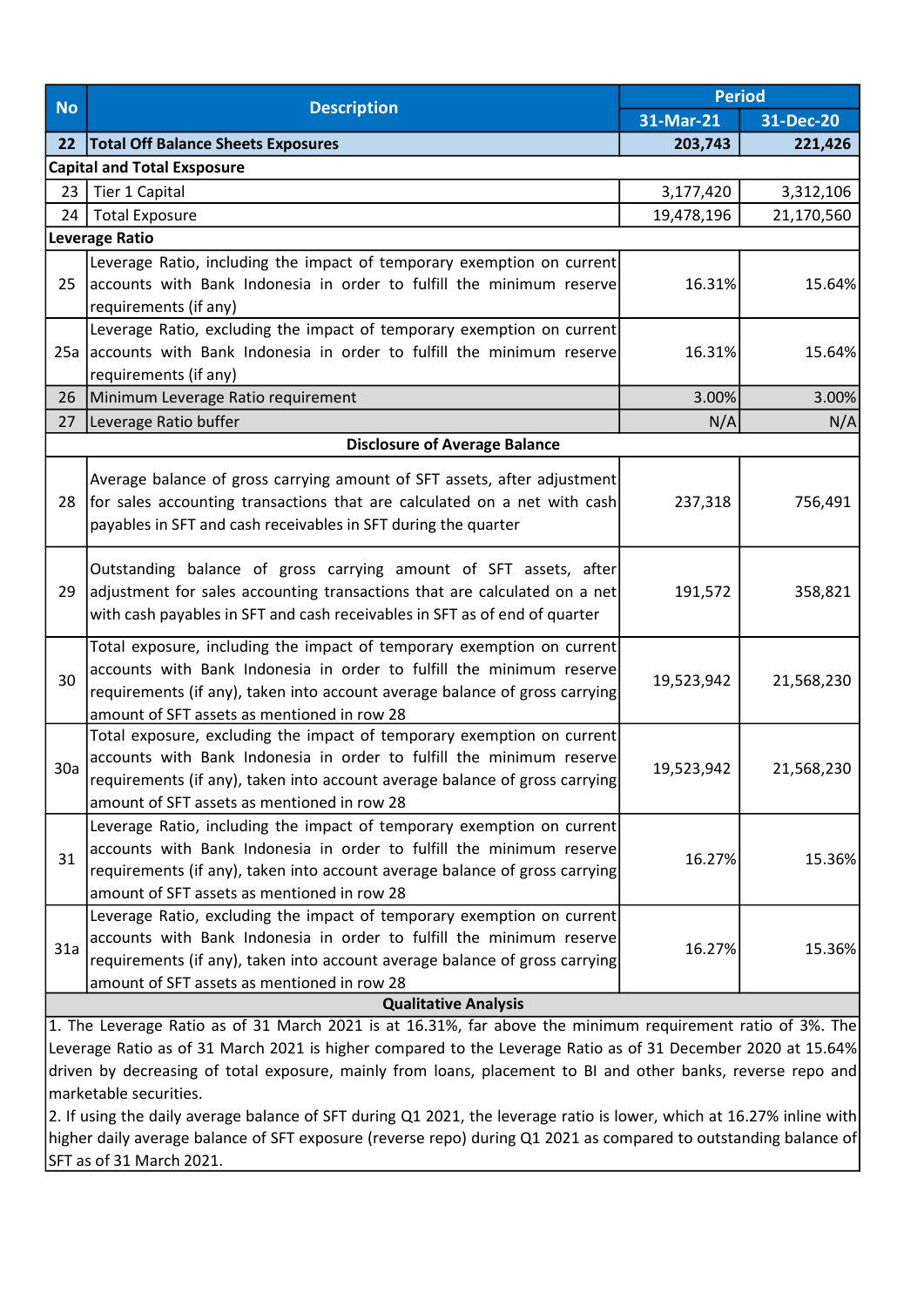| No | Description | Period | |
|---|---|---|---|
| | | 31-Mar-21 | 31-Dec-20 |
| **22** | **Total Off Balance Sheets Exposures** | **203,743** | **221,426** |
| **Capital and Total Exsposure** | | | |
| 23 | Tier 1 Capital | 3,177,420 | 3,312,106 |
| 24 | Total Exposure | 19,478,196 | 21,170,560 |
| **Leverage Ratio** | | | |
| 25 | Leverage Ratio, including the impact of temporary exemption on current accounts with Bank Indonesia in order to fulfill the minimum reserve requirements (if any) | 16.31% | 15.64% |
| 25a | Leverage Ratio, excluding the impact of temporary exemption on current accounts with Bank Indonesia in order to fulfill the minimum reserve requirements (if any) | 16.31% | 15.64% |
| 26 | Minimum Leverage Ratio requirement | 3.00% | 3.00% |
| 27 | Leverage Ratio buffer | N/A | N/A |
| **Disclosure of Average Balance** | | | |
| 28 | Average balance of gross carrying amount of SFT assets, after adjustment for sales accounting transactions that are calculated on a net with cash payables in SFT and cash receivables in SFT during the quarter | 237,318 | 756,491 |
| 29 | Outstanding balance of gross carrying amount of SFT assets, after adjustment for sales accounting transactions that are calculated on a net with cash payables in SFT and cash receivables in SFT as of end of quarter | 191,572 | 358,821 |
| 30 | Total exposure, including the impact of temporary exemption on current accounts with Bank Indonesia in order to fulfill the minimum reserve requirements (if any), taken into account average balance of gross carrying amount of SFT assets as mentioned in row 28 | 19,523,942 | 21,568,230 |
| 30a | Total exposure, excluding the impact of temporary exemption on current accounts with Bank Indonesia in order to fulfill the minimum reserve requirements (if any), taken into account average balance of gross carrying amount of SFT assets as mentioned in row 28 | 19,523,942 | 21,568,230 |
| 31 | Leverage Ratio, including the impact of temporary exemption on current accounts with Bank Indonesia in order to fulfill the minimum reserve requirements (if any), taken into account average balance of gross carrying amount of SFT assets as mentioned in row 28 | 16.27% | 15.36% |
| 31a | Leverage Ratio, excluding the impact of temporary exemption on current accounts with Bank Indonesia in order to fulfill the minimum reserve requirements (if any), taken into account average balance of gross carrying amount of SFT assets as mentioned in row 28 | 16.27% | 15.36% |

**Qualitative Analysis**

1. The Leverage Ratio as of 31 March 2021 is at 16.31%, far above the minimum requirement ratio of 3%. The Leverage Ratio as of 31 March 2021 is higher compared to the Leverage Ratio as of 31 December 2020 at 15.64% driven by decreasing of total exposure, mainly from loans, placement to BI and other banks, reverse repo and marketable securities.
2. If using the daily average balance of SFT during Q1 2021, the leverage ratio is lower, which at 16.27% inline with higher daily average balance of SFT exposure (reverse repo) during Q1 2021 as compared to outstanding balance of SFT as of 31 March 2021.